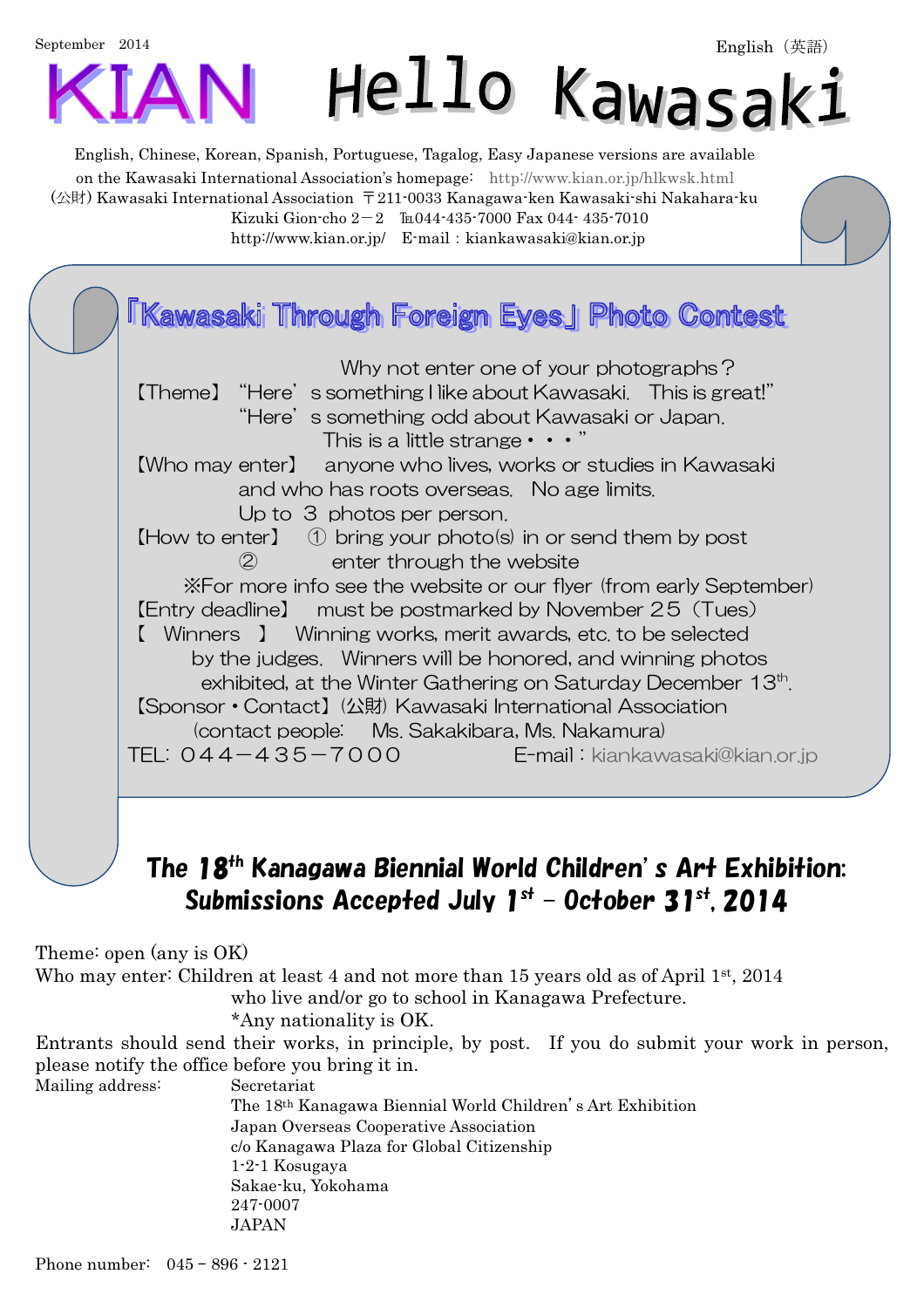September 2014

English（英語）

# KIAN Hello Kawasaki

English, Chinese, Korean, Spanish, Portuguese, Tagalog, Easy Japanese versions are available on the Kawasaki International Association's homepage: http://www.kian.or.jp/hlkwsk.html

(公財) Kawasaki International Association 〒211-0033 Kanagawa-ken Kawasaki-shi Nakahara-ku Kizuki Gion-cho 2－2 ℡044-435-7000 Fax 044- 435-7010

http://www.kian.or.jp/ E-mail：kiankawasaki@kian.or.jp

## 「Kawasaki Through Foreign Eyes」Photo Contest

Why not enter one of your photographs？

【Theme】 "Here's something I like about Kawasaki. This is great!"
"Here's something odd about Kawasaki or Japan. This is a little strange・・・"

【Who may enter】 anyone who lives, works or studies in Kawasaki and who has roots overseas. No age limits. Up to 3 photos per person.

【How to enter】 ① bring your photo(s) in or send them by post
② enter through the website

※For more info see the website or our flyer (from early September)

【Entry deadline】 must be postmarked by November 25（Tues）

【 Winners 】 Winning works, merit awards, etc. to be selected by the judges. Winners will be honored, and winning photos exhibited, at the Winter Gathering on Saturday December 13th.

【Sponsor・Contact】(公財) Kawasaki International Association (contact people: Ms. Sakakibara, Ms. Nakamura)

TEL: ０４４－４３５－７０００ E-mail：kiankawasaki@kian.or.jp

## The 18th Kanagawa Biennial World Children's Art Exhibition: Submissions Accepted July 1st – October 31st, 2014

Theme: open (any is OK)

Who may enter: Children at least 4 and not more than 15 years old as of April 1st, 2014 who live and/or go to school in Kanagawa Prefecture.
*Any nationality is OK.

Entrants should send their works, in principle, by post. If you do submit your work in person, please notify the office before you bring it in.

Mailing address:
Secretariat
The 18th Kanagawa Biennial World Children's Art Exhibition
Japan Overseas Cooperative Association
c/o Kanagawa Plaza for Global Citizenship
1-2-1 Kosugaya
Sakae-ku, Yokohama
247-0007
JAPAN

Phone number: 045 – 896 - 2121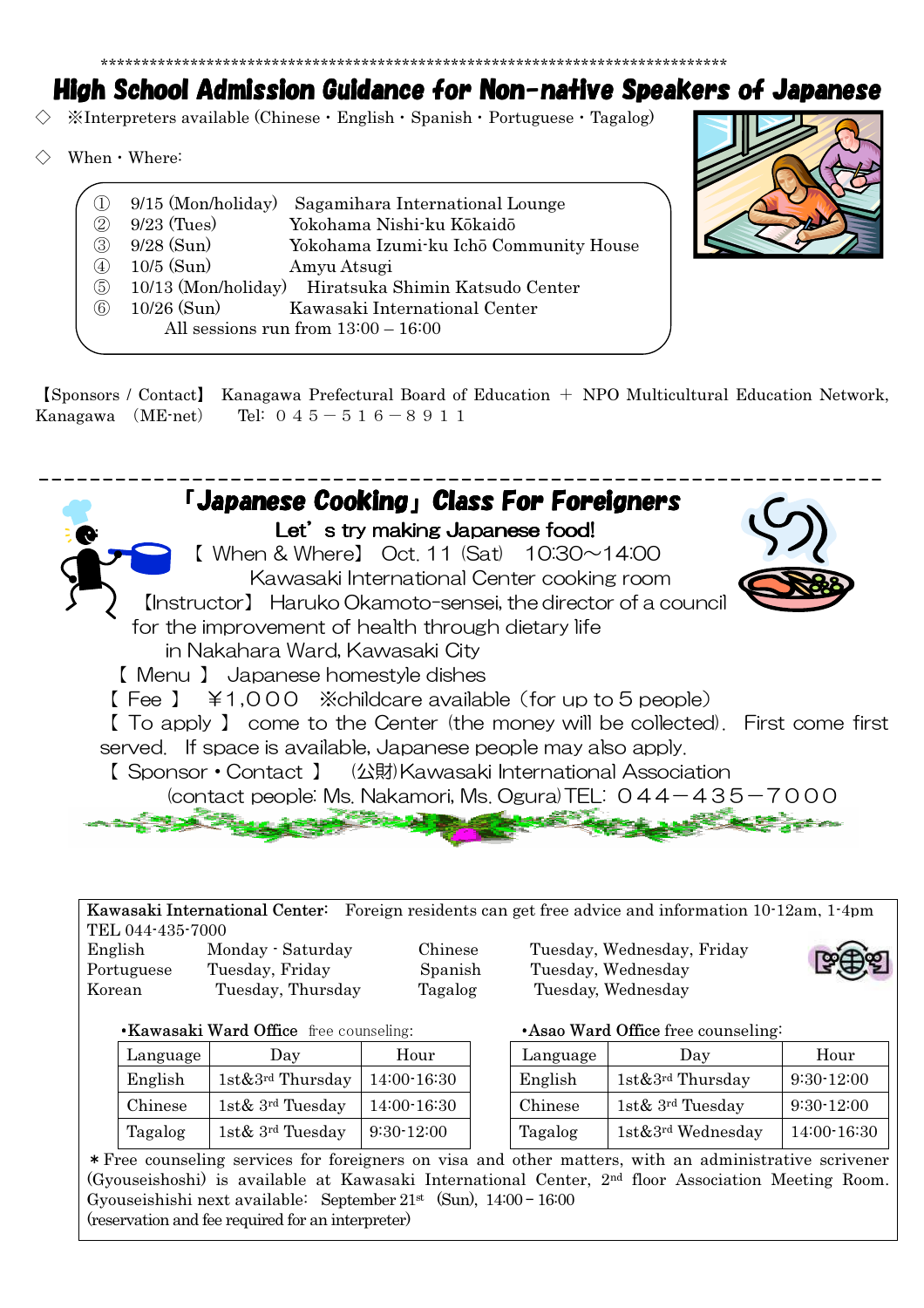## High School Admission Guidance for Non-native Speakers of Japanese

◇ ※Interpreters available (Chinese・English・Spanish・Portuguese・Tagalog)

◇ When・Where:

① 9/15 (Mon/holiday) Sagamihara International Lounge
② 9/23 (Tues) Yokohama Nishi-ku Kōkaidō
③ 9/28 (Sun) Yokohama Izumi-ku Ichō Community House
④ 10/5 (Sun) Amyu Atsugi
⑤ 10/13 (Mon/holiday) Hiratsuka Shimin Katsudo Center
⑥ 10/26 (Sun) Kawasaki International Center

All sessions run from 13:00 – 16:00

【Sponsors / Contact】 Kanagawa Prefectural Board of Education ＋ NPO Multicultural Education Network, Kanagawa (ME-net) Tel: ０４５－５１６－８９１１

---

## 「Japanese Cooking」Class For Foreigners

**Let's try making Japanese food!**

【 When & Where】 Oct. 11 (Sat) 10:30～14:00
Kawasaki International Center cooking room

【Instructor】 Haruko Okamoto-sensei, the director of a council for the improvement of health through dietary life in Nakahara Ward, Kawasaki City

【 Menu 】 Japanese homestyle dishes

【 Fee 】 ￥1,０００ ※childcare available (for up to 5 people)

【 To apply 】 come to the Center (the money will be collected). First come first served. If space is available, Japanese people may also apply.

【 Sponsor・Contact 】 (公財)Kawasaki International Association
(contact people: Ms. Nakamori, Ms. Ogura) TEL: ０４４－４３５－７０００

---

**Kawasaki International Center:** Foreign residents can get free advice and information 10-12am, 1-4pm TEL 044-435-7000

| | | | |
|---|---|---|---|
| English | Monday - Saturday | Chinese | Tuesday, Wednesday, Friday |
| Portuguese | Tuesday, Friday | Spanish | Tuesday, Wednesday |
| Korean | Tuesday, Thursday | Tagalog | Tuesday, Wednesday |

•**Kawasaki Ward Office** free counseling:

| Language | Day | Hour |
|---|---|---|
| English | 1st&3rd Thursday | 14:00-16:30 |
| Chinese | 1st& 3rd Tuesday | 14:00-16:30 |
| Tagalog | 1st& 3rd Tuesday | 9:30-12:00 |

•**Asao Ward Office** free counseling:

| Language | Day | Hour |
|---|---|---|
| English | 1st&3rd Thursday | 9:30-12:00 |
| Chinese | 1st& 3rd Tuesday | 9:30-12:00 |
| Tagalog | 1st&3rd Wednesday | 14:00-16:30 |

＊Free counseling services for foreigners on visa and other matters, with an administrative scrivener (Gyouseishoshi) is available at Kawasaki International Center, 2nd floor Association Meeting Room. Gyouseishishi next available: September 21st (Sun), 14:00－16:00
(reservation and fee required for an interpreter)